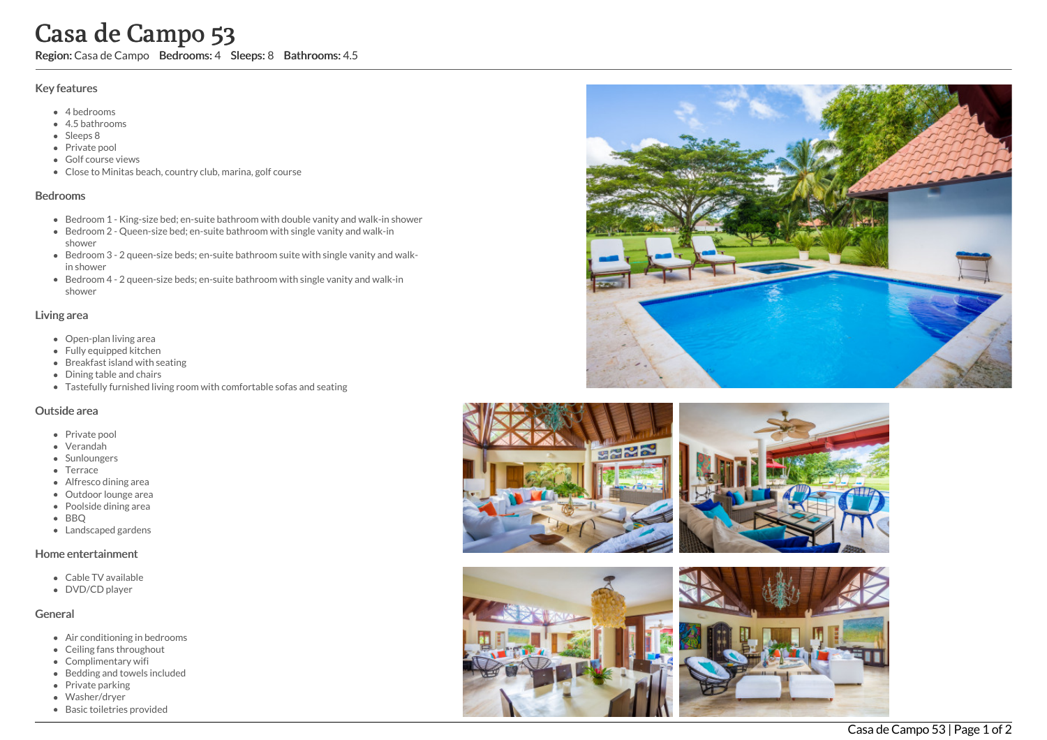# Casa de Campo 53

**Region:** Casa de Campo **Bedrooms:** 4 **Sleeps:** 8 **Bathrooms:** 4.5

## Key features

- 4 bedrooms
- 4.5 bathrooms
- Sleeps 8
- Private pool
- Golf course views
- Close to Minitas beach, country club, marina, golf course

## Bedrooms

- Bedroom 1 - King-size bed; en-suite bathroom with double vanity and walk-in shower
- Bedroom 2 - Queen-size bed; en-suite bathroom with single vanity and walk-in shower
- Bedroom 3 - 2 queen-size beds; en-suite bathroom suite with single vanity and walk-in shower
- Bedroom 4 - 2 queen-size beds; en-suite bathroom with single vanity and walk-in shower

## Living area

- Open-plan living area
- Fully equipped kitchen
- Breakfast island with seating
- Dining table and chairs
- Tastefully furnished living room with comfortable sofas and seating

## Outside area

- Private pool
- Verandah
- Sunloungers
- Terrace
- Alfresco dining area
- Outdoor lounge area
- Poolside dining area
- BBQ
- Landscaped gardens

## Home entertainment

- Cable TV available
- DVD/CD player

## General

- Air conditioning in bedrooms
- Ceiling fans throughout
- Complimentary wifi
- Bedding and towels included
- Private parking
- Washer/dryer
- Basic toiletries provided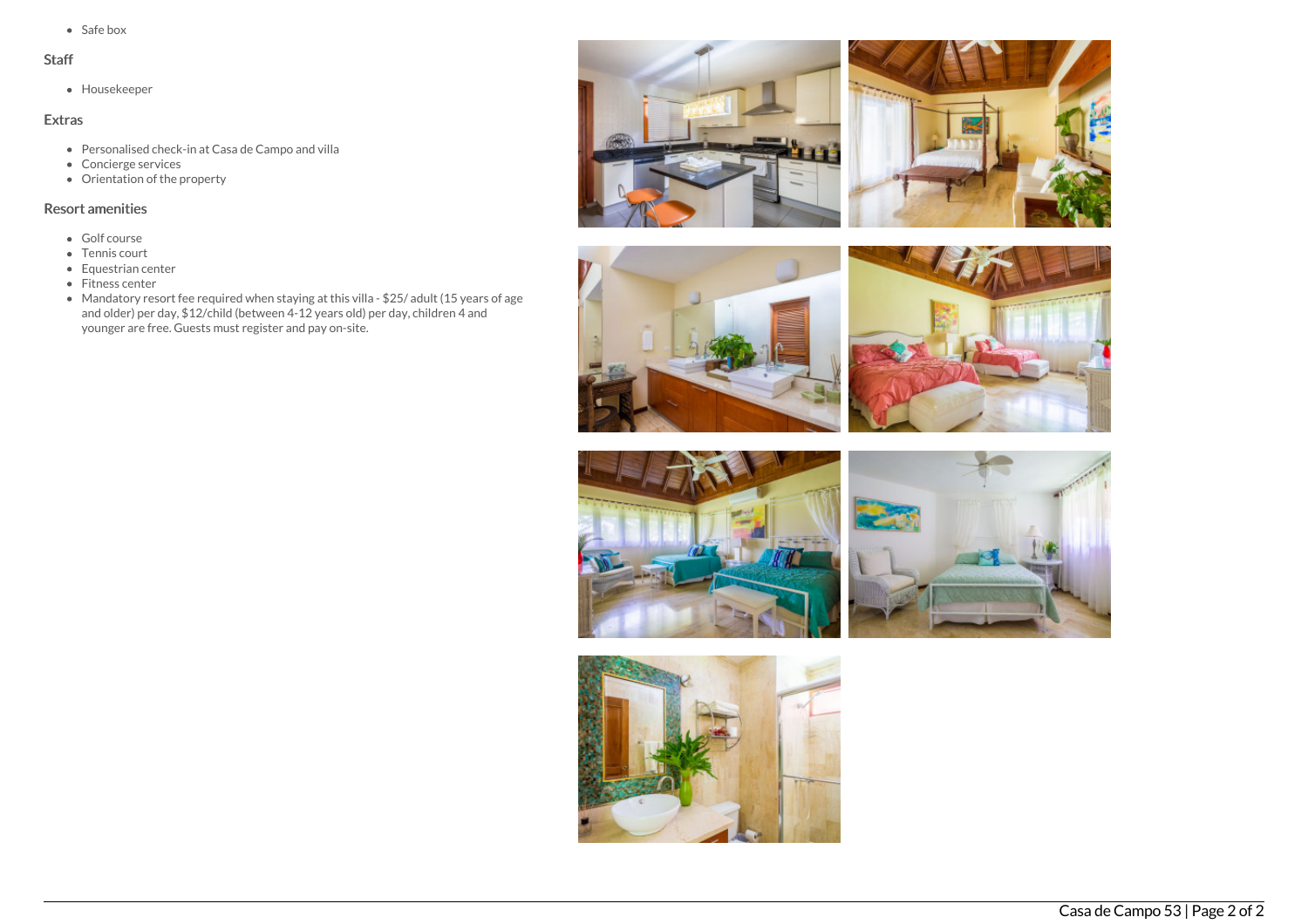- Safe box

### Staff

- Housekeeper

### Extras

- Personalised check-in at Casa de Campo and villa
- Concierge services
- Orientation of the property

### Resort amenities

- Golf course
- Tennis court
- Equestrian center
- Fitness center
- Mandatory resort fee required when staying at this villa - $25/ adult (15 years of age and older) per day, $12/child (between 4-12 years old) per day, children 4 and younger are free. Guests must register and pay on-site.